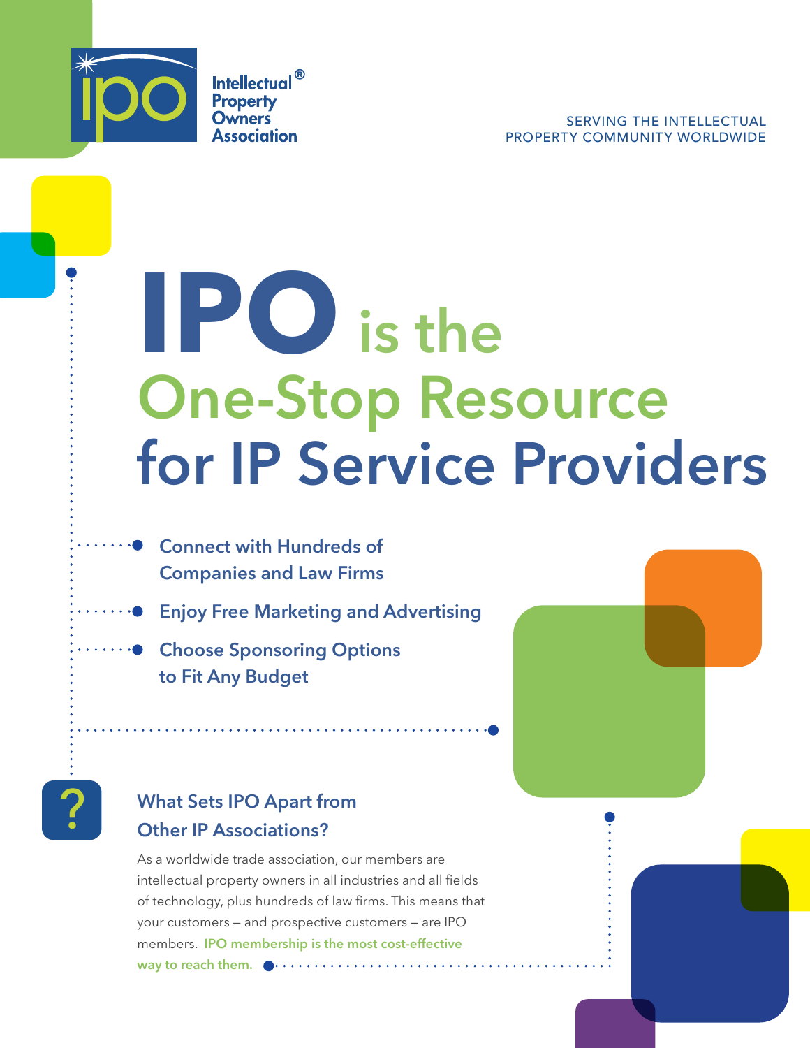Intellectual® Property Owners Association

SERVING THE INTELLECTUAL PROPERTY COMMUNITY WORLDWIDE

# IPO is the One-Stop Resource for IP Service Providers

- Connect with Hundreds of Companies and Law Firms
- Enjoy Free Marketing and Advertising
- Choose Sponsoring Options to Fit Any Budget

## What Sets IPO Apart from Other IP Associations?

As a worldwide trade association, our members are intellectual property owners in all industries and all fields of technology, plus hundreds of law firms. This means that your customers – and prospective customers – are IPO members. **IPO membership is the most cost-effective way to reach them.**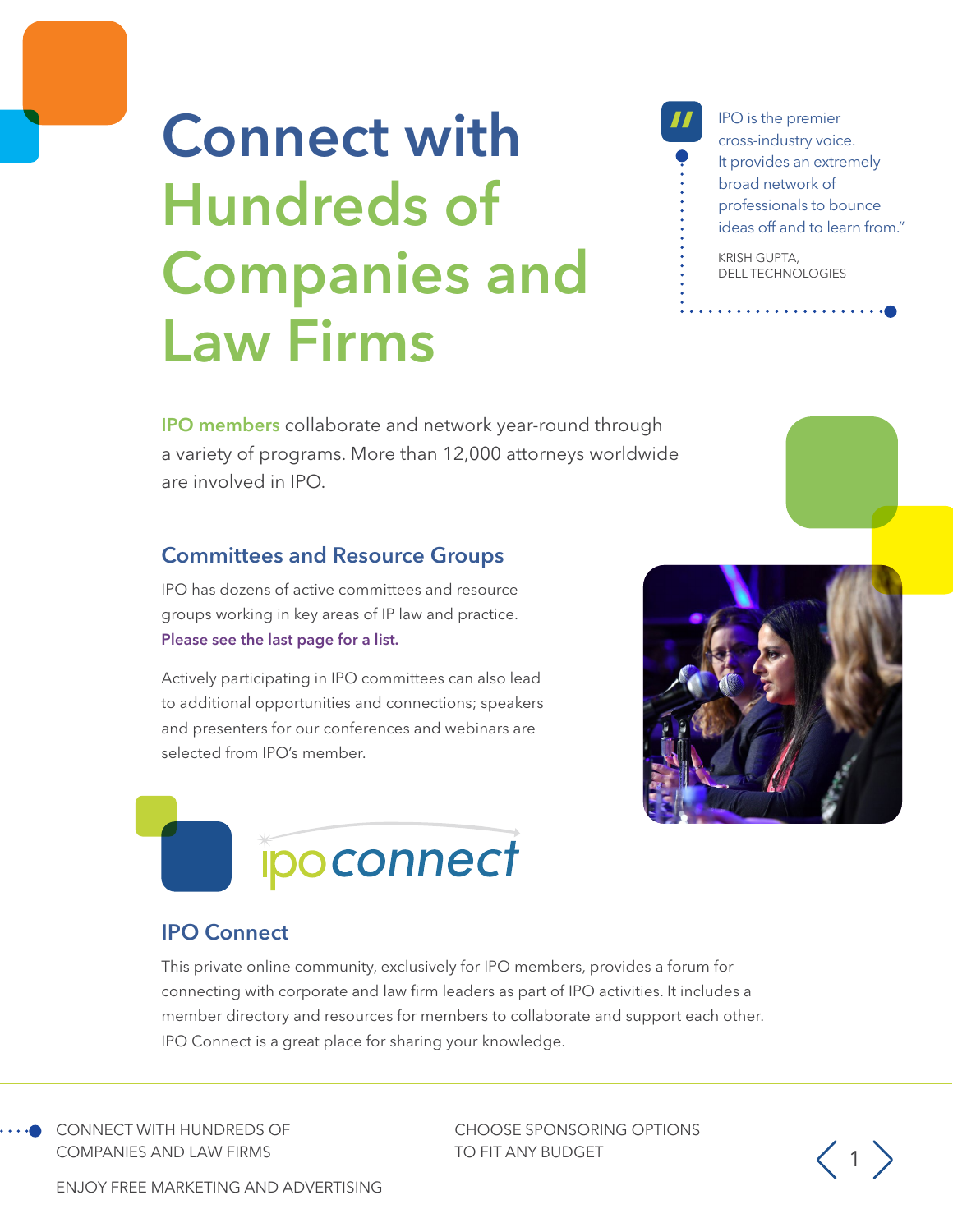# Connect with Hundreds of Companies and Law Firms

> IPO is the premier cross-industry voice. It provides an extremely broad network of professionals to bounce ideas off and to learn from."
>
> KRISH GUPTA, DELL TECHNOLOGIES

**IPO members** collaborate and network year-round through a variety of programs. More than 12,000 attorneys worldwide are involved in IPO.

## Committees and Resource Groups

IPO has dozens of active committees and resource groups working in key areas of IP law and practice. **Please see the last page for a list.**

Actively participating in IPO committees can also lead to additional opportunities and connections; speakers and presenters for our conferences and webinars are selected from IPO's member.

ipoconnect

## IPO Connect

This private online community, exclusively for IPO members, provides a forum for connecting with corporate and law firm leaders as part of IPO activities. It includes a member directory and resources for members to collaborate and support each other. IPO Connect is a great place for sharing your knowledge.

CONNECT WITH HUNDREDS OF COMPANIES AND LAW FIRMS

CHOOSE SPONSORING OPTIONS TO FIT ANY BUDGET

ENJOY FREE MARKETING AND ADVERTISING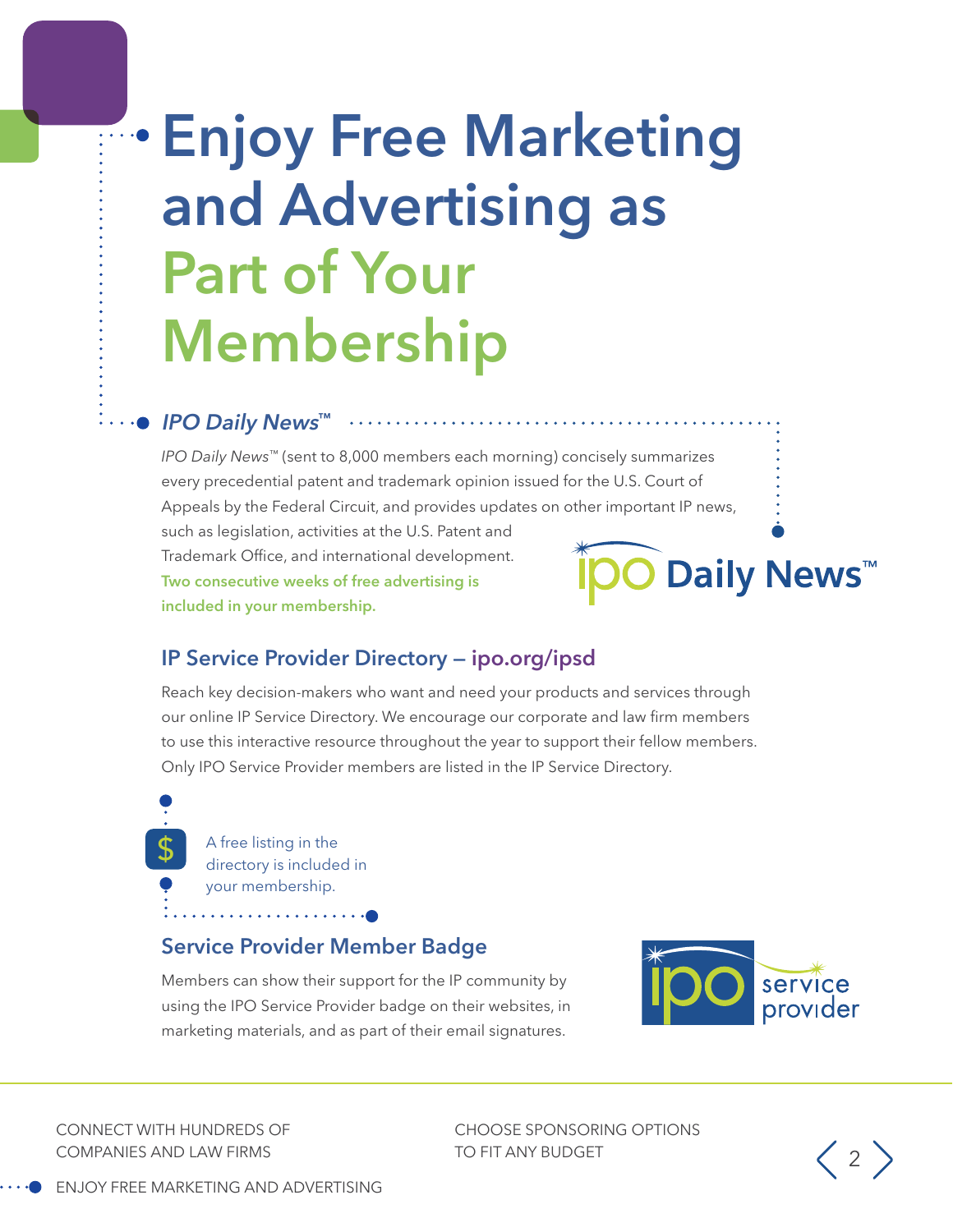# Enjoy Free Marketing and Advertising as Part of Your Membership

## *IPO Daily News*™

*IPO Daily News*™ (sent to 8,000 members each morning) concisely summarizes every precedential patent and trademark opinion issued for the U.S. Court of Appeals by the Federal Circuit, and provides updates on other important IP news, such as legislation, activities at the U.S. Patent and Trademark Office, and international development. **Two consecutive weeks of free advertising is included in your membership.**

## IP Service Provider Directory – ipo.org/ipsd

Reach key decision-makers who want and need your products and services through our online IP Service Directory. We encourage our corporate and law firm members to use this interactive resource throughout the year to support their fellow members. Only IPO Service Provider members are listed in the IP Service Directory.

A free listing in the directory is included in your membership.

## Service Provider Member Badge

Members can show their support for the IP community by using the IPO Service Provider badge on their websites, in marketing materials, and as part of their email signatures.

CONNECT WITH HUNDREDS OF COMPANIES AND LAW FIRMS

CHOOSE SPONSORING OPTIONS TO FIT ANY BUDGET

ENJOY FREE MARKETING AND ADVERTISING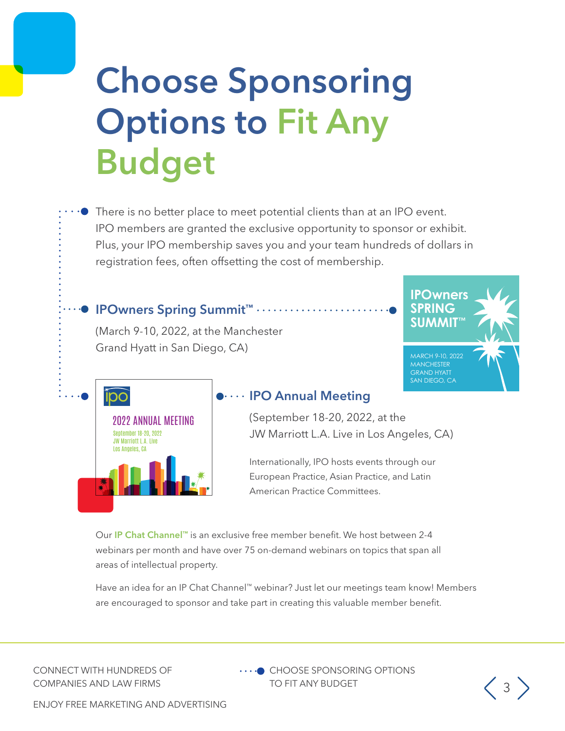# Choose Sponsoring Options to Fit Any Budget

There is no better place to meet potential clients than at an IPO event. IPO members are granted the exclusive opportunity to sponsor or exhibit. Plus, your IPO membership saves you and your team hundreds of dollars in registration fees, often offsetting the cost of membership.

### IPOwners Spring Summit™

(March 9-10, 2022, at the Manchester Grand Hyatt in San Diego, CA)

IPOwners SPRING SUMMIT™

MARCH 9-10, 2022
MANCHESTER GRAND HYATT
SAN DIEGO, CA

### IPO Annual Meeting

(September 18-20, 2022, at the JW Marriott L.A. Live in Los Angeles, CA)

ipo
2022 ANNUAL MEETING
September 18-20, 2022
JW Marriott L.A. Live
Los Angeles, CA

Internationally, IPO hosts events through our European Practice, Asian Practice, and Latin American Practice Committees.

Our **IP Chat Channel™** is an exclusive free member benefit. We host between 2-4 webinars per month and have over 75 on-demand webinars on topics that span all areas of intellectual property.

Have an idea for an IP Chat Channel™ webinar? Just let our meetings team know! Members are encouraged to sponsor and take part in creating this valuable member benefit.

CONNECT WITH HUNDREDS OF COMPANIES AND LAW FIRMS

ENJOY FREE MARKETING AND ADVERTISING

CHOOSE SPONSORING OPTIONS TO FIT ANY BUDGET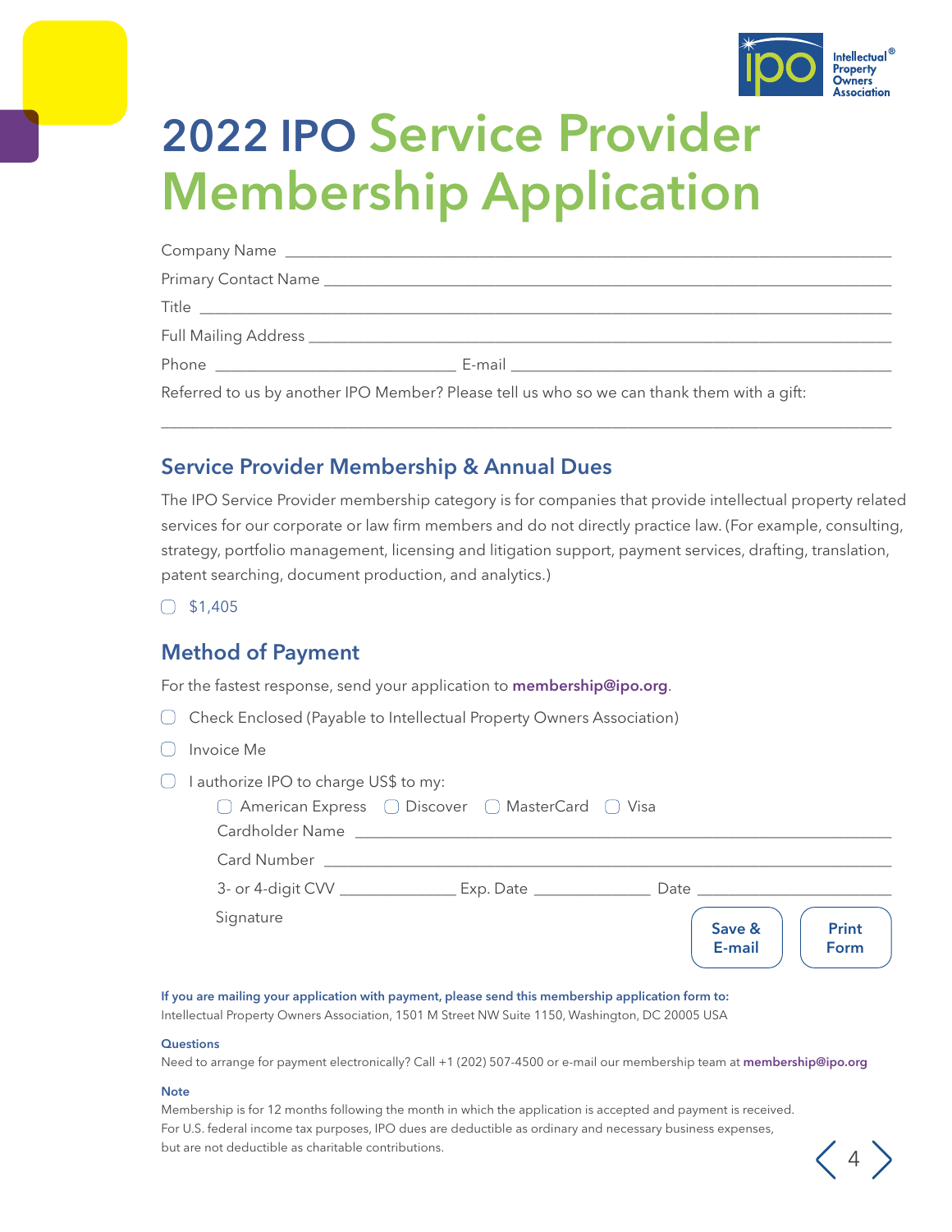# 2022 IPO Service Provider Membership Application

Company Name ______________________________________________

Primary Contact Name ______________________________________________

Title ______________________________________________

Full Mailing Address ______________________________________________

Phone ____________________ E-mail ______________________________

Referred to us by another IPO Member? Please tell us who so we can thank them with a gift:

______________________________________________

## Service Provider Membership & Annual Dues

The IPO Service Provider membership category is for companies that provide intellectual property related services for our corporate or law firm members and do not directly practice law. (For example, consulting, strategy, portfolio management, licensing and litigation support, payment services, drafting, translation, patent searching, document production, and analytics.)

- ☐ $1,405

## Method of Payment

For the fastest response, send your application to **membership@ipo.org**.

- ☐ Check Enclosed (Payable to Intellectual Property Owners Association)
- ☐ Invoice Me
- ☐ I authorize IPO to charge US$ to my:
  - ☐ American Express ☐ Discover ☐ MasterCard ☐ Visa

Cardholder Name ______________________________________________

Card Number ______________________________________________

3- or 4-digit CVV __________ Exp. Date __________ Date ______________

Signature

Save & E-mail | Print Form

**If you are mailing your application with payment, please send this membership application form to:**
Intellectual Property Owners Association, 1501 M Street NW Suite 1150, Washington, DC 20005 USA

**Questions**
Need to arrange for payment electronically? Call +1 (202) 507-4500 or e-mail our membership team at **membership@ipo.org**

**Note**
Membership is for 12 months following the month in which the application is accepted and payment is received. For U.S. federal income tax purposes, IPO dues are deductible as ordinary and necessary business expenses, but are not deductible as charitable contributions.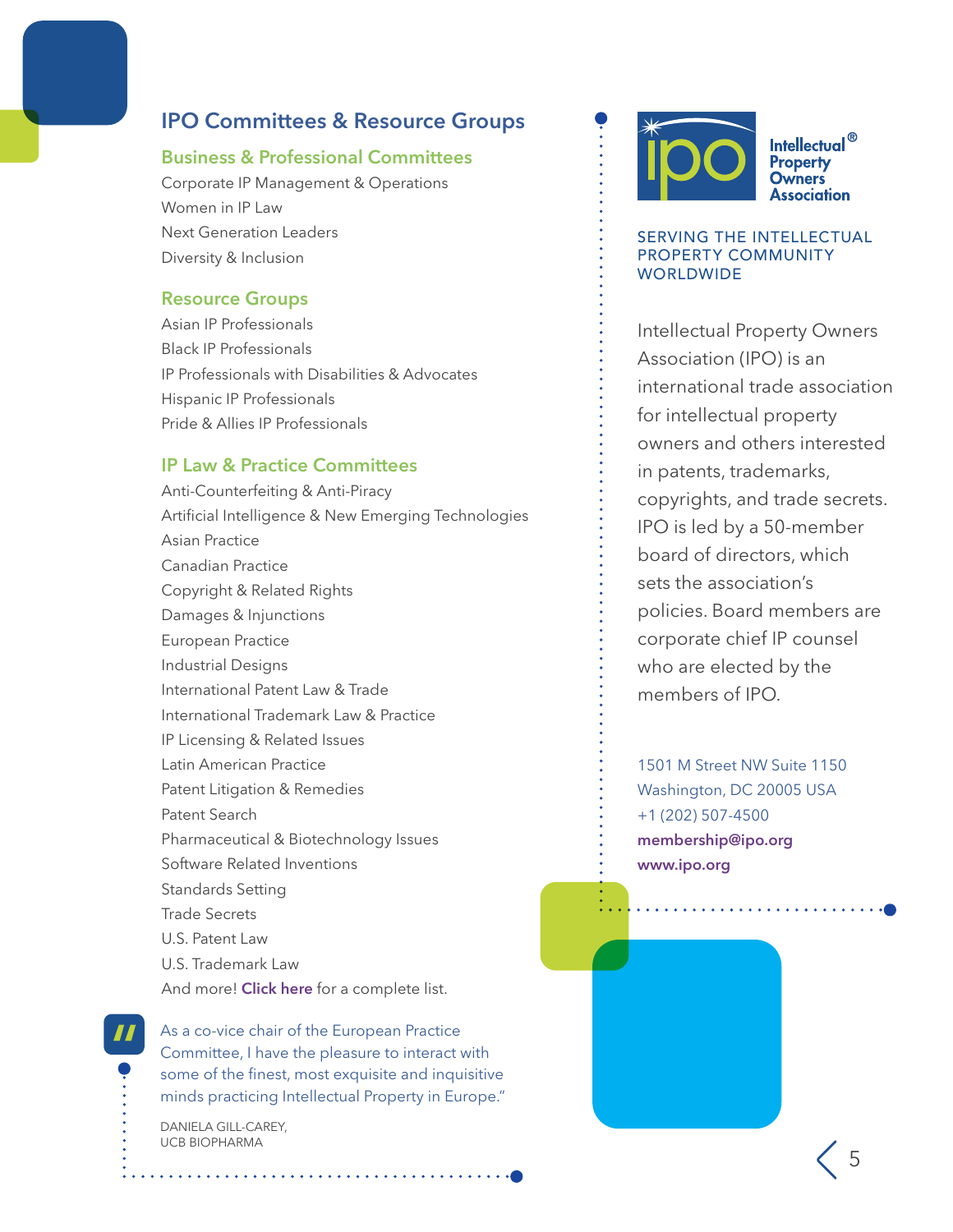## IPO Committees & Resource Groups

### Business & Professional Committees

Corporate IP Management & Operations
Women in IP Law
Next Generation Leaders
Diversity & Inclusion

### Resource Groups

Asian IP Professionals
Black IP Professionals
IP Professionals with Disabilities & Advocates
Hispanic IP Professionals
Pride & Allies IP Professionals

### IP Law & Practice Committees

Anti-Counterfeiting & Anti-Piracy
Artificial Intelligence & New Emerging Technologies
Asian Practice
Canadian Practice
Copyright & Related Rights
Damages & Injunctions
European Practice
Industrial Designs
International Patent Law & Trade
International Trademark Law & Practice
IP Licensing & Related Issues
Latin American Practice
Patent Litigation & Remedies
Patent Search
Pharmaceutical & Biotechnology Issues
Software Related Inventions
Standards Setting
Trade Secrets
U.S. Patent Law
U.S. Trademark Law
And more! **Click here** for a complete list.

> As a co-vice chair of the European Practice Committee, I have the pleasure to interact with some of the finest, most exquisite and inquisitive minds practicing Intellectual Property in Europe."

DANIELA GILL-CAREY,
UCB BIOPHARMA

ipo Intellectual® Property Owners Association

SERVING THE INTELLECTUAL PROPERTY COMMUNITY WORLDWIDE

Intellectual Property Owners Association (IPO) is an international trade association for intellectual property owners and others interested in patents, trademarks, copyrights, and trade secrets. IPO is led by a 50-member board of directors, which sets the association's policies. Board members are corporate chief IP counsel who are elected by the members of IPO.

1501 M Street NW Suite 1150
Washington, DC 20005 USA
+1 (202) 507-4500
**membership@ipo.org**
**www.ipo.org**